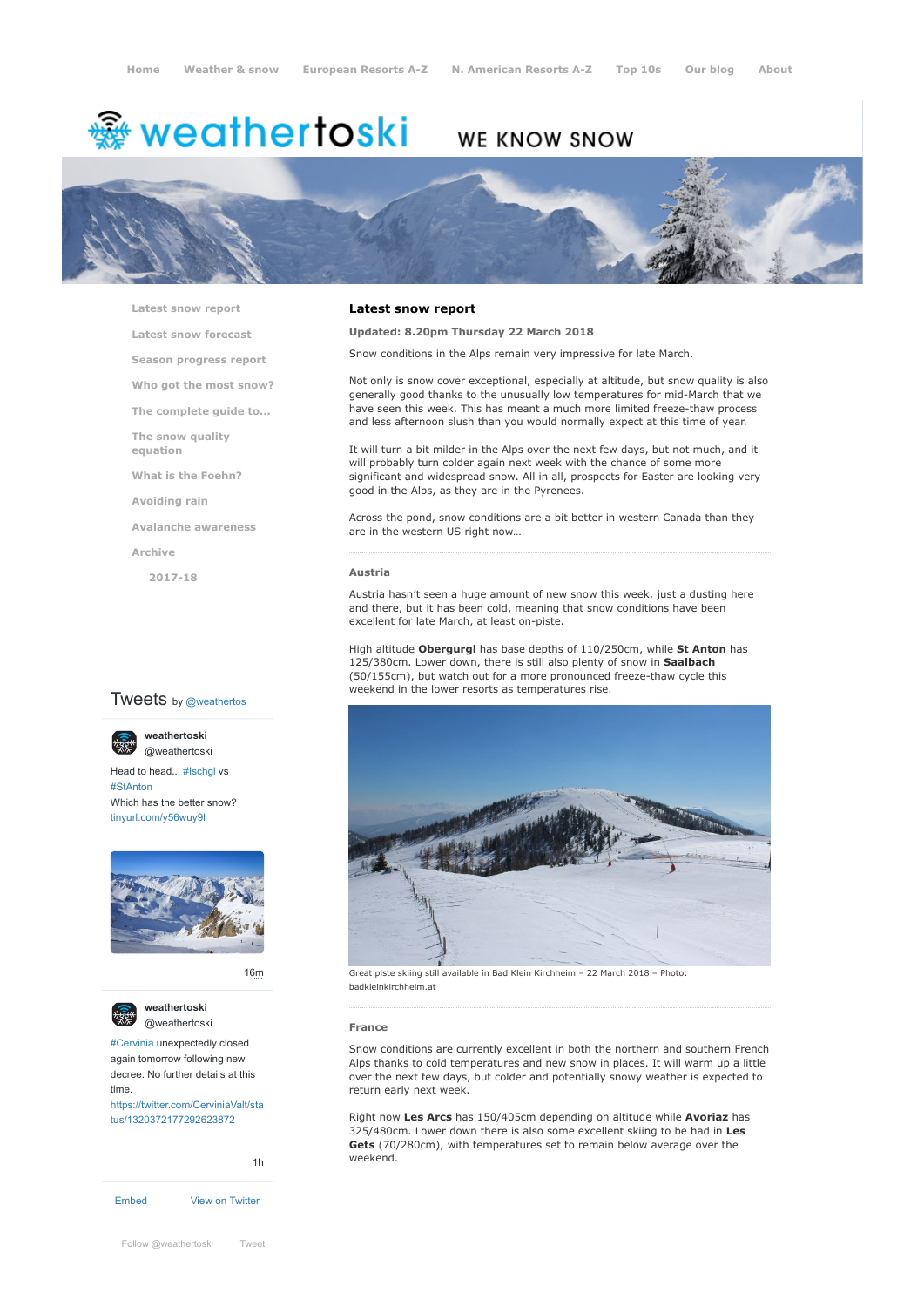Home Weather & snow European Resorts A-Z N. American Resorts A-Z Top 10s Our blog About

# weathertoski

WE KNOW SNOW

- Latest snow report
- Latest snow forecast
- Season progress report
- Who got the most snow?
- The complete guide to...
- The snow quality equation
- What is the Foehn?
- Avoiding rain
- Avalanche awareness
- Archive
  - 2017-18

## Latest snow report

**Updated: 8.20pm Thursday 22 March 2018**

Snow conditions in the Alps remain very impressive for late March.

Not only is snow cover exceptional, especially at altitude, but snow quality is also generally good thanks to the unusually low temperatures for mid-March that we have seen this week. This has meant a much more limited freeze-thaw process and less afternoon slush than you would normally expect at this time of year.

It will turn a bit milder in the Alps over the next few days, but not much, and it will probably turn colder again next week with the chance of some more significant and widespread snow. All in all, prospects for Easter are looking very good in the Alps, as they are in the Pyrenees.

Across the pond, snow conditions are a bit better in western Canada than they are in the western US right now...

### Austria

Austria hasn't seen a huge amount of new snow this week, just a dusting here and there, but it has been cold, meaning that snow conditions have been excellent for late March, at least on-piste.

High altitude **Obergurgl** has base depths of 110/250cm, while **St Anton** has 125/380cm. Lower down, there is still also plenty of snow in **Saalbach** (50/155cm), but watch out for a more pronounced freeze-thaw cycle this weekend in the lower resorts as temperatures rise.

Great piste skiing still available in Bad Klein Kirchheim – 22 March 2018 – Photo: badkleinkirchheim.at

### France

Snow conditions are currently excellent in both the northern and southern French Alps thanks to cold temperatures and new snow in places. It will warm up a little over the next few days, but colder and potentially snowy weather is expected to return early next week.

Right now **Les Arcs** has 150/405cm depending on altitude while **Avoriaz** has 325/480cm. Lower down there is also some excellent skiing to be had in **Les Gets** (70/280cm), with temperatures set to remain below average over the weekend.

Tweets by @weathertos

**weathertoski** @weathertoski

Head to head... #Ischgl vs #StAnton
Which has the better snow?
tinyurl.com/y56wuy9l

16m

**weathertoski** @weathertoski

#Cervinia unexpectedly closed again tomorrow following new decree. No further details at this time.
https://twitter.com/CerviniaValt/status/1320372177292623872

1h

Embed View on Twitter

Follow @weathertoski Tweet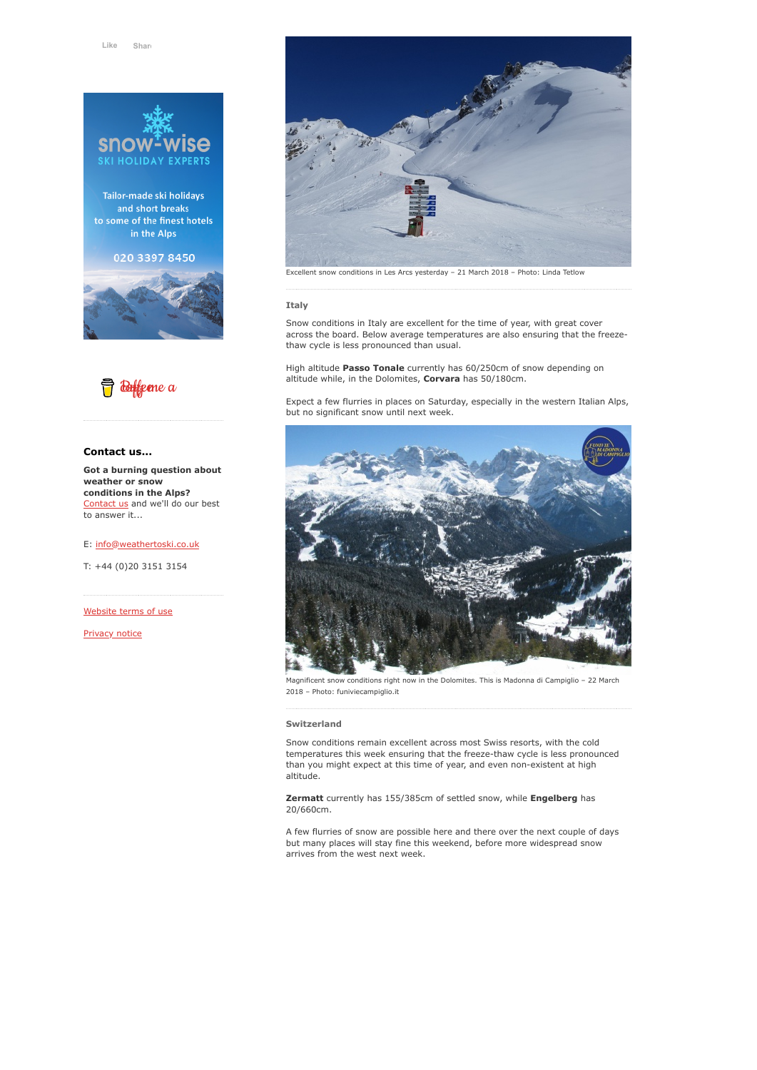Like Share

snow-wise
SKI HOLIDAY EXPERTS

Tailor-made ski holidays and short breaks to some of the finest hotels in the Alps

020 3397 8450

Buy me a coffee

#### Contact us...

**Got a burning question about weather or snow conditions in the Alps?** Contact us and we'll do our best to answer it...

E: info@weathertoski.co.uk

T: +44 (0)20 3151 3154

Website terms of use

Privacy notice

Excellent snow conditions in Les Arcs yesterday – 21 March 2018 – Photo: Linda Tetlow

### Italy

Snow conditions in Italy are excellent for the time of year, with great cover across the board. Below average temperatures are also ensuring that the freeze-thaw cycle is less pronounced than usual.

High altitude **Passo Tonale** currently has 60/250cm of snow depending on altitude while, in the Dolomites, **Corvara** has 50/180cm.

Expect a few flurries in places on Saturday, especially in the western Italian Alps, but no significant snow until next week.

Magnificent snow conditions right now in the Dolomites. This is Madonna di Campiglio – 22 March 2018 – Photo: funiviecampiglio.it

### Switzerland

Snow conditions remain excellent across most Swiss resorts, with the cold temperatures this week ensuring that the freeze-thaw cycle is less pronounced than you might expect at this time of year, and even non-existent at high altitude.

**Zermatt** currently has 155/385cm of settled snow, while **Engelberg** has 20/660cm.

A few flurries of snow are possible here and there over the next couple of days but many places will stay fine this weekend, before more widespread snow arrives from the west next week.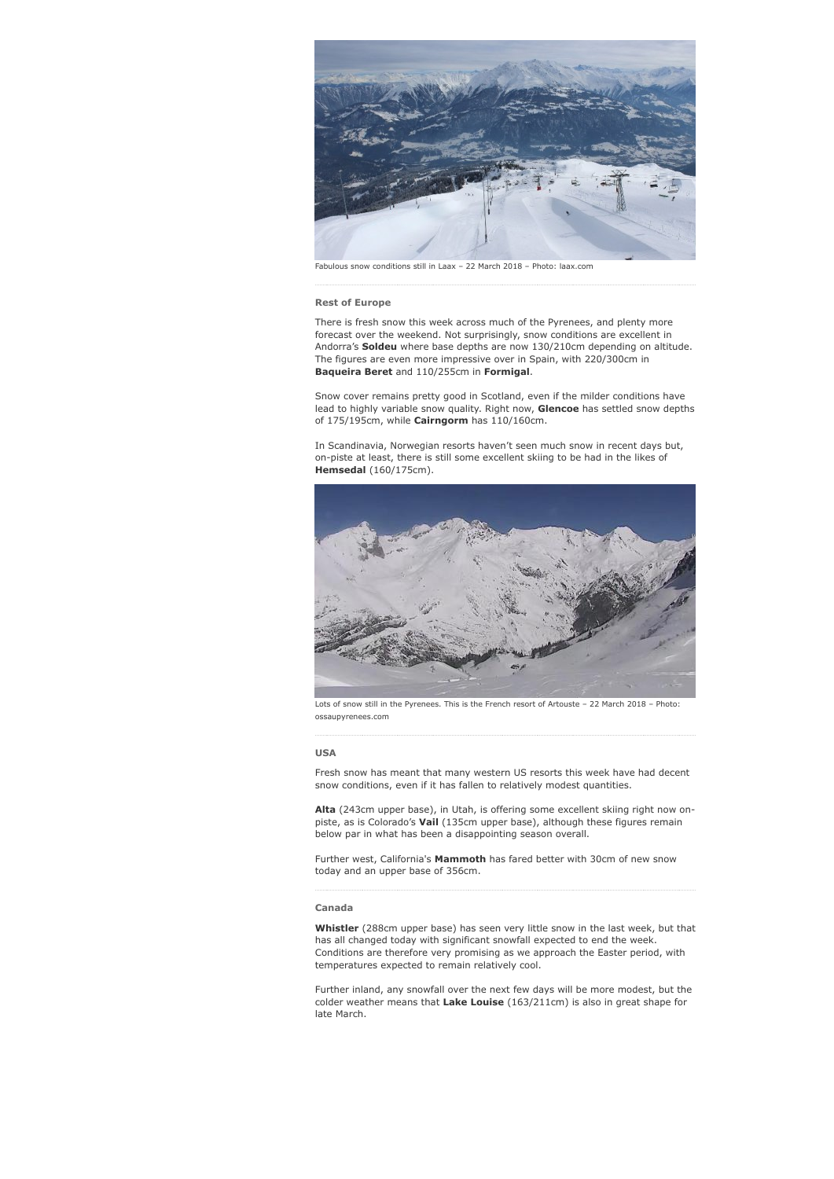Fabulous snow conditions still in Laax – 22 March 2018 – Photo: laax.com

### Rest of Europe

There is fresh snow this week across much of the Pyrenees, and plenty more forecast over the weekend. Not surprisingly, snow conditions are excellent in Andorra's **Soldeu** where base depths are now 130/210cm depending on altitude. The figures are even more impressive over in Spain, with 220/300cm in **Baqueira Beret** and 110/255cm in **Formigal**.

Snow cover remains pretty good in Scotland, even if the milder conditions have lead to highly variable snow quality. Right now, **Glencoe** has settled snow depths of 175/195cm, while **Cairngorm** has 110/160cm.

In Scandinavia, Norwegian resorts haven't seen much snow in recent days but, on-piste at least, there is still some excellent skiing to be had in the likes of **Hemsedal** (160/175cm).

Lots of snow still in the Pyrenees. This is the French resort of Artouste – 22 March 2018 – Photo: ossaupyrenees.com

### USA

Fresh snow has meant that many western US resorts this week have had decent snow conditions, even if it has fallen to relatively modest quantities.

**Alta** (243cm upper base), in Utah, is offering some excellent skiing right now on-piste, as is Colorado's **Vail** (135cm upper base), although these figures remain below par in what has been a disappointing season overall.

Further west, California's **Mammoth** has fared better with 30cm of new snow today and an upper base of 356cm.

### Canada

**Whistler** (288cm upper base) has seen very little snow in the last week, but that has all changed today with significant snowfall expected to end the week. Conditions are therefore very promising as we approach the Easter period, with temperatures expected to remain relatively cool.

Further inland, any snowfall over the next few days will be more modest, but the colder weather means that **Lake Louise** (163/211cm) is also in great shape for late March.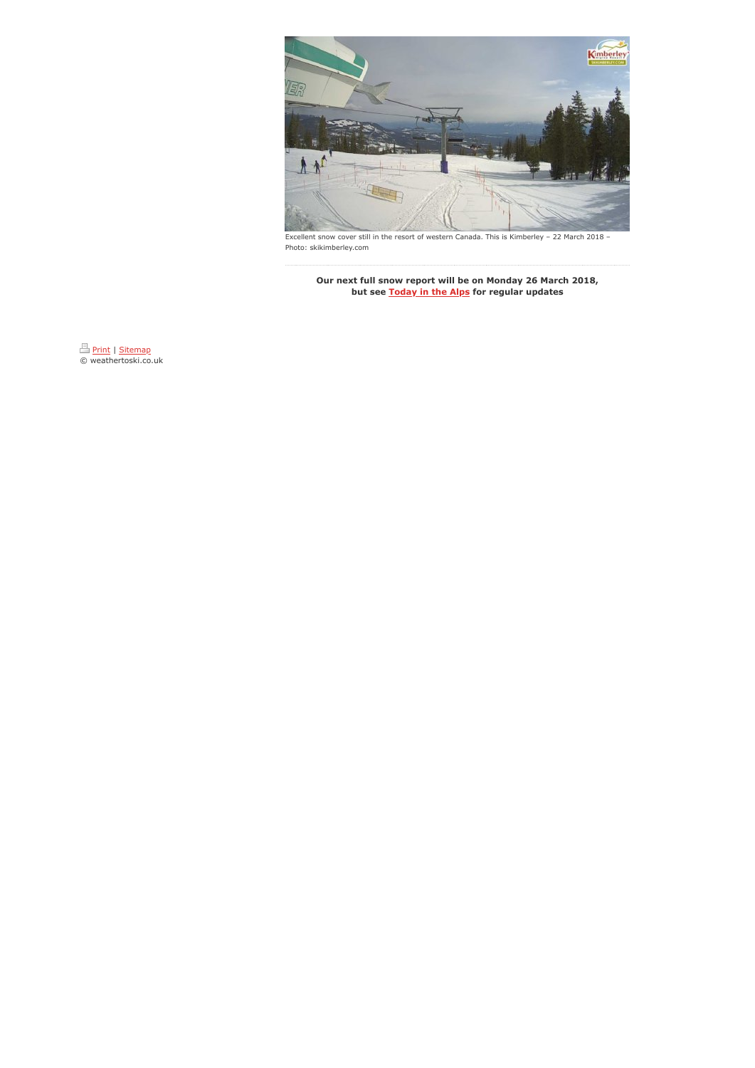Excellent snow cover still in the resort of western Canada. This is Kimberley – 22 March 2018 – Photo: skikimberley.com

**Our next full snow report will be on Monday 26 March 2018, but see Today in the Alps for regular updates**

Print | Sitemap
© weathertoski.co.uk